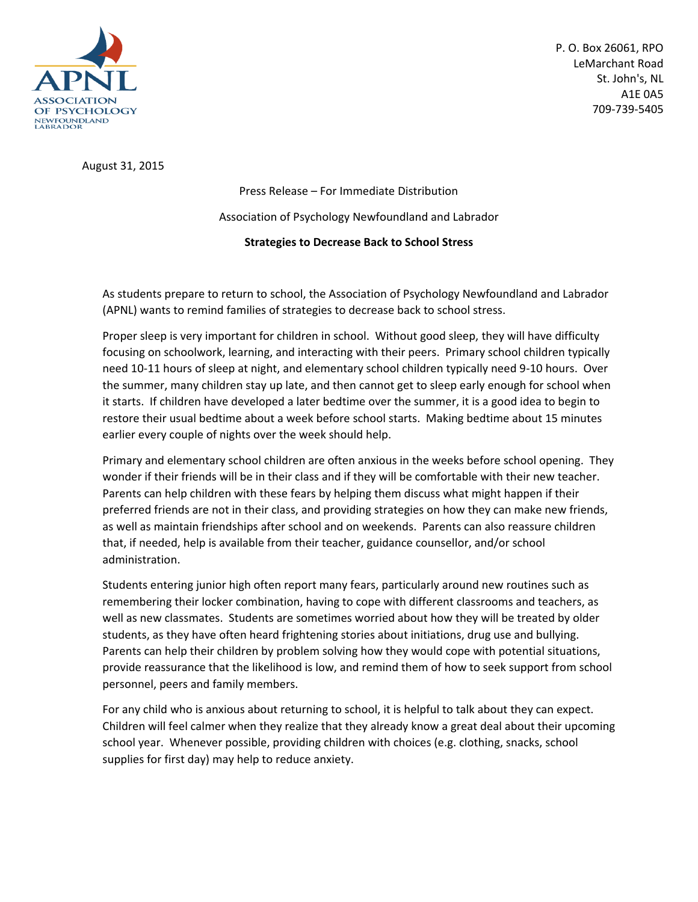APNL
ASSOCIATION OF PSYCHOLOGY NEWFOUNDLAND LABRADOR

P. O. Box 26061, RPO
LeMarchant Road
St. John's, NL
A1E 0A5
709-739-5405

August 31, 2015

Press Release – For Immediate Distribution

Association of Psychology Newfoundland and Labrador

**Strategies to Decrease Back to School Stress**

As students prepare to return to school, the Association of Psychology Newfoundland and Labrador (APNL) wants to remind families of strategies to decrease back to school stress.

Proper sleep is very important for children in school. Without good sleep, they will have difficulty focusing on schoolwork, learning, and interacting with their peers. Primary school children typically need 10-11 hours of sleep at night, and elementary school children typically need 9-10 hours. Over the summer, many children stay up late, and then cannot get to sleep early enough for school when it starts. If children have developed a later bedtime over the summer, it is a good idea to begin to restore their usual bedtime about a week before school starts. Making bedtime about 15 minutes earlier every couple of nights over the week should help.

Primary and elementary school children are often anxious in the weeks before school opening. They wonder if their friends will be in their class and if they will be comfortable with their new teacher. Parents can help children with these fears by helping them discuss what might happen if their preferred friends are not in their class, and providing strategies on how they can make new friends, as well as maintain friendships after school and on weekends. Parents can also reassure children that, if needed, help is available from their teacher, guidance counsellor, and/or school administration.

Students entering junior high often report many fears, particularly around new routines such as remembering their locker combination, having to cope with different classrooms and teachers, as well as new classmates. Students are sometimes worried about how they will be treated by older students, as they have often heard frightening stories about initiations, drug use and bullying. Parents can help their children by problem solving how they would cope with potential situations, provide reassurance that the likelihood is low, and remind them of how to seek support from school personnel, peers and family members.

For any child who is anxious about returning to school, it is helpful to talk about they can expect. Children will feel calmer when they realize that they already know a great deal about their upcoming school year. Whenever possible, providing children with choices (e.g. clothing, snacks, school supplies for first day) may help to reduce anxiety.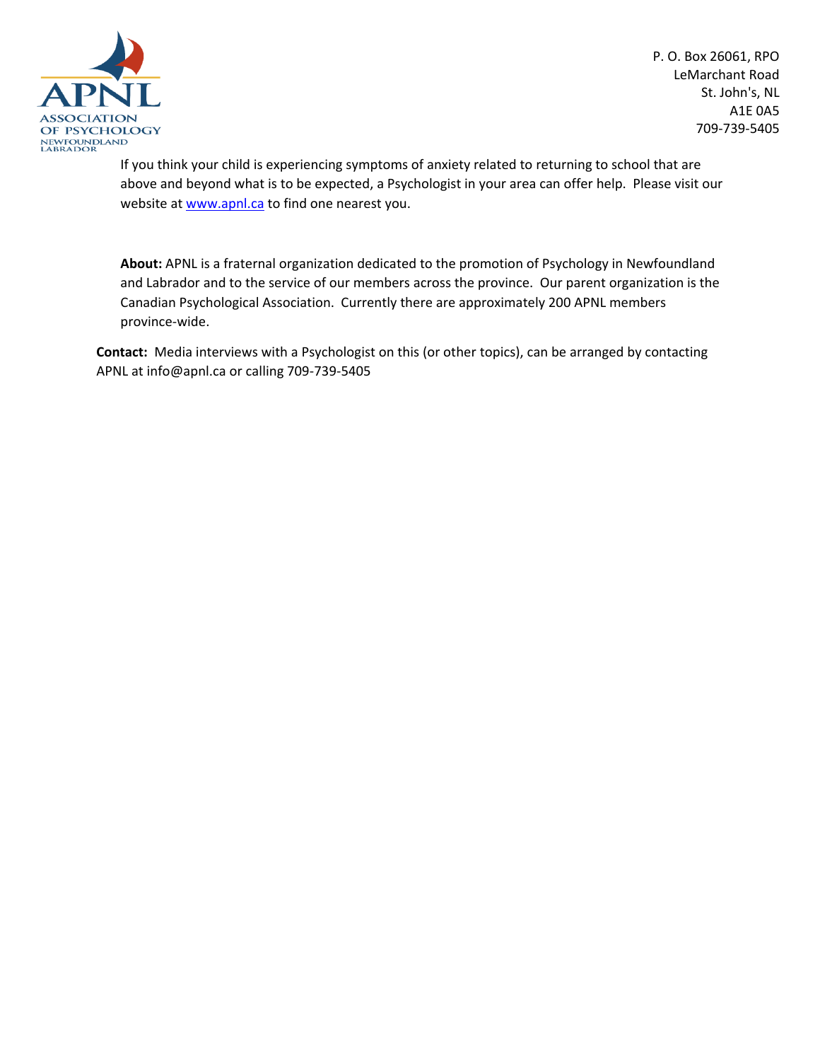P. O. Box 26061, RPO
LeMarchant Road
St. John's, NL
A1E 0A5
709-739-5405

If you think your child is experiencing symptoms of anxiety related to returning to school that are above and beyond what is to be expected, a Psychologist in your area can offer help. Please visit our website at [www.apnl.ca](http://www.apnl.ca) to find one nearest you.

**About:** APNL is a fraternal organization dedicated to the promotion of Psychology in Newfoundland and Labrador and to the service of our members across the province. Our parent organization is the Canadian Psychological Association. Currently there are approximately 200 APNL members province-wide.

**Contact:** Media interviews with a Psychologist on this (or other topics), can be arranged by contacting APNL at info@apnl.ca or calling 709-739-5405